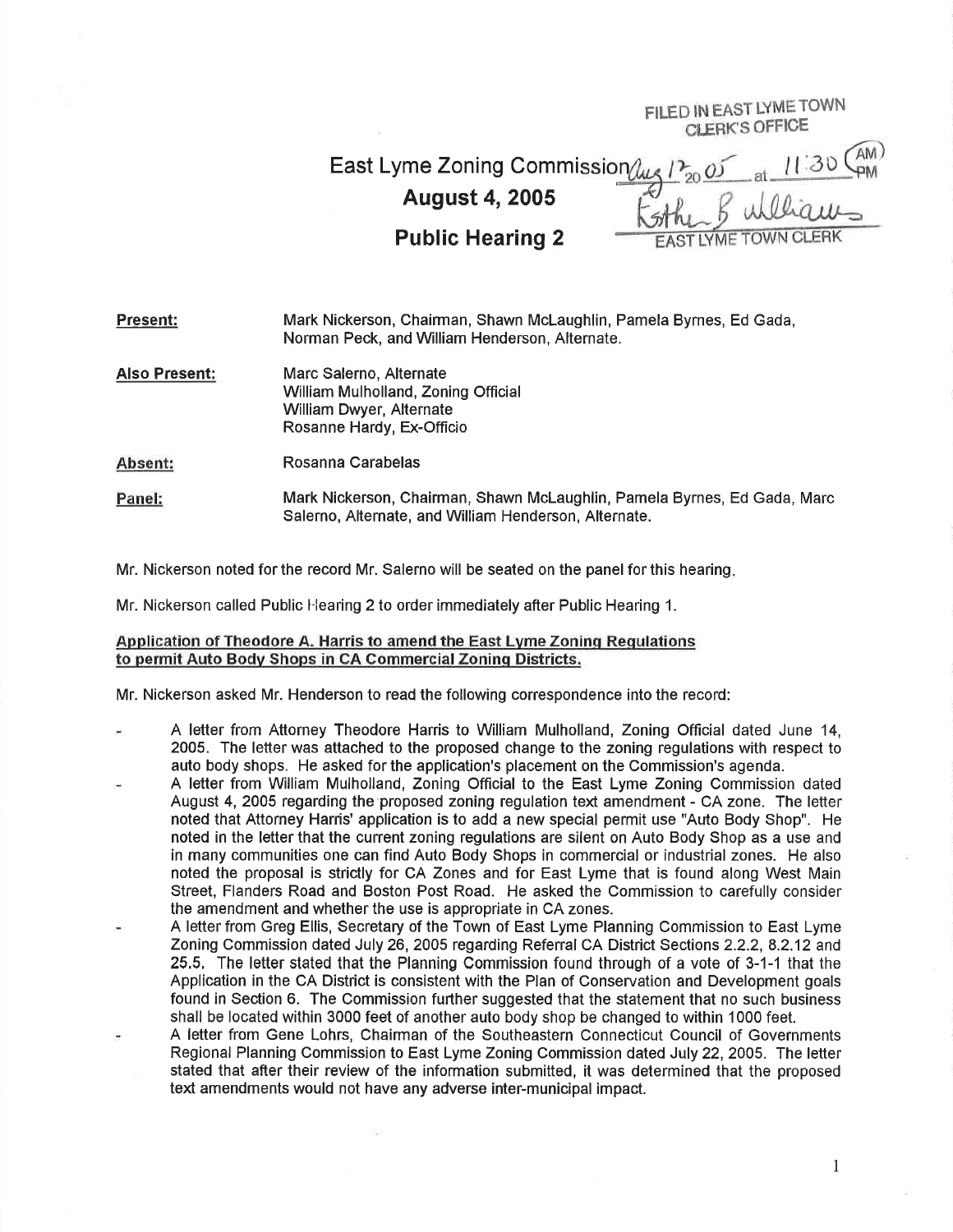FILED IN EAST LYME TOWN CLERK'S OFFICE

Aug 17 20 05 at 11:30 AM

Esther B. Williams

EAST LYME TOWN CLERK

# East Lyme Zoning Commission

## August 4, 2005

## Public Hearing 2

**Present:** Mark Nickerson, Chairman, Shawn McLaughlin, Pamela Byrnes, Ed Gada, Norman Peck, and William Henderson, Alternate.

**Also Present:** Marc Salerno, Alternate
William Mulholland, Zoning Official
William Dwyer, Alternate
Rosanne Hardy, Ex-Officio

**Absent:** Rosanna Carabelas

**Panel:** Mark Nickerson, Chairman, Shawn McLaughlin, Pamela Byrnes, Ed Gada, Marc Salerno, Alternate, and William Henderson, Alternate.

Mr. Nickerson noted for the record Mr. Salerno will be seated on the panel for this hearing.

Mr. Nickerson called Public Hearing 2 to order immediately after Public Hearing 1.

**Application of Theodore A. Harris to amend the East Lyme Zoning Regulations to permit Auto Body Shops in CA Commercial Zoning Districts.**

Mr. Nickerson asked Mr. Henderson to read the following correspondence into the record:

- A letter from Attorney Theodore Harris to William Mulholland, Zoning Official dated June 14, 2005. The letter was attached to the proposed change to the zoning regulations with respect to auto body shops. He asked for the application's placement on the Commission's agenda.
- A letter from William Mulholland, Zoning Official to the East Lyme Zoning Commission dated August 4, 2005 regarding the proposed zoning regulation text amendment - CA zone. The letter noted that Attorney Harris' application is to add a new special permit use "Auto Body Shop". He noted in the letter that the current zoning regulations are silent on Auto Body Shop as a use and in many communities one can find Auto Body Shops in commercial or industrial zones. He also noted the proposal is strictly for CA Zones and for East Lyme that is found along West Main Street, Flanders Road and Boston Post Road. He asked the Commission to carefully consider the amendment and whether the use is appropriate in CA zones.
- A letter from Greg Ellis, Secretary of the Town of East Lyme Planning Commission to East Lyme Zoning Commission dated July 26, 2005 regarding Referral CA District Sections 2.2.2, 8.2.12 and 25.5. The letter stated that the Planning Commission found through of a vote of 3-1-1 that the Application in the CA District is consistent with the Plan of Conservation and Development goals found in Section 6. The Commission further suggested that the statement that no such business shall be located within 3000 feet of another auto body shop be changed to within 1000 feet.
- A letter from Gene Lohrs, Chairman of the Southeastern Connecticut Council of Governments Regional Planning Commission to East Lyme Zoning Commission dated July 22, 2005. The letter stated that after their review of the information submitted, it was determined that the proposed text amendments would not have any adverse inter-municipal impact.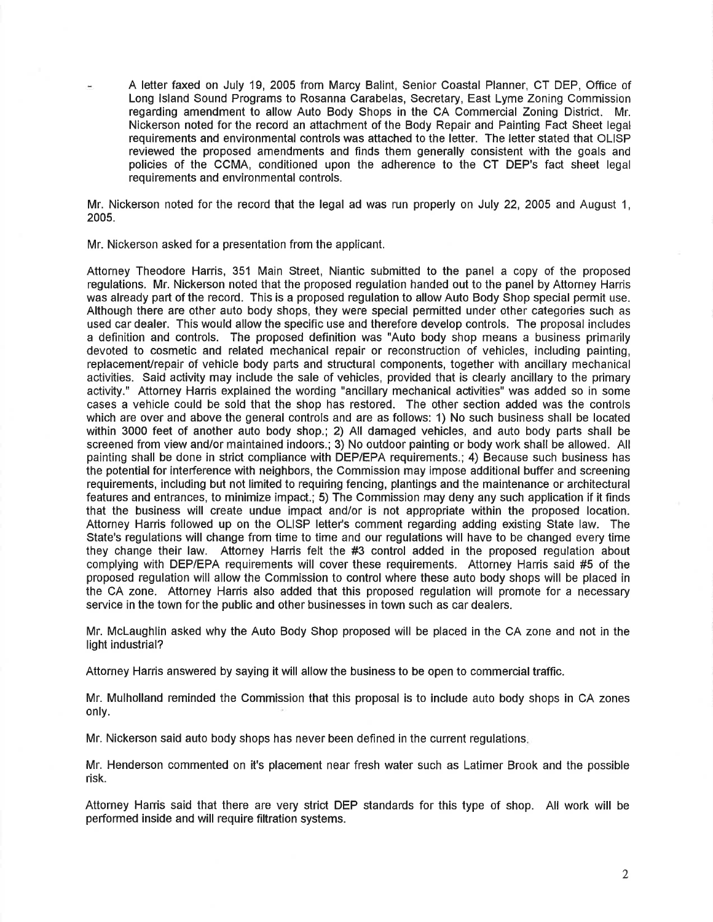- A letter faxed on July 19, 2005 from Marcy Balint, Senior Coastal Planner, CT DEP, Office of Long Island Sound Programs to Rosanna Carabelas, Secretary, East Lyme Zoning Commission regarding amendment to allow Auto Body Shops in the CA Commercial Zoning District. Mr. Nickerson noted for the record an attachment of the Body Repair and Painting Fact Sheet legal requirements and environmental controls was attached to the letter. The letter stated that OLISP reviewed the proposed amendments and finds them generally consistent with the goals and policies of the CCMA, conditioned upon the adherence to the CT DEP's fact sheet legal requirements and environmental controls.

Mr. Nickerson noted for the record that the legal ad was run properly on July 22, 2005 and August 1, 2005.

Mr. Nickerson asked for a presentation from the applicant.

Attorney Theodore Harris, 351 Main Street, Niantic submitted to the panel a copy of the proposed regulations. Mr. Nickerson noted that the proposed regulation handed out to the panel by Attorney Harris was already part of the record. This is a proposed regulation to allow Auto Body Shop special permit use. Although there are other auto body shops, they were special permitted under other categories such as used car dealer. This would allow the specific use and therefore develop controls. The proposal includes a definition and controls. The proposed definition was "Auto body shop means a business primarily devoted to cosmetic and related mechanical repair or reconstruction of vehicles, including painting, replacement/repair of vehicle body parts and structural components, together with ancillary mechanical activities. Said activity may include the sale of vehicles, provided that is clearly ancillary to the primary activity." Attorney Harris explained the wording "ancillary mechanical activities" was added so in some cases a vehicle could be sold that the shop has restored. The other section added was the controls which are over and above the general controls and are as follows: 1) No such business shall be located within 3000 feet of another auto body shop.; 2) All damaged vehicles, and auto body parts shall be screened from view and/or maintained indoors.; 3) No outdoor painting or body work shall be allowed. All painting shall be done in strict compliance with DEP/EPA requirements.; 4) Because such business has the potential for interference with neighbors, the Commission may impose additional buffer and screening requirements, including but not limited to requiring fencing, plantings and the maintenance or architectural features and entrances, to minimize impact.; 5) The Commission may deny any such application if it finds that the business will create undue impact and/or is not appropriate within the proposed location. Attorney Harris followed up on the OLISP letter's comment regarding adding existing State law. The State's regulations will change from time to time and our regulations will have to be changed every time they change their law. Attorney Harris felt the #3 control added in the proposed regulation about complying with DEP/EPA requirements will cover these requirements. Attorney Harris said #5 of the proposed regulation will allow the Commission to control where these auto body shops will be placed in the CA zone. Attorney Harris also added that this proposed regulation will promote for a necessary service in the town for the public and other businesses in town such as car dealers.

Mr. McLaughlin asked why the Auto Body Shop proposed will be placed in the CA zone and not in the light industrial?

Attorney Harris answered by saying it will allow the business to be open to commercial traffic.

Mr. Mulholland reminded the Commission that this proposal is to include auto body shops in CA zones only.

Mr. Nickerson said auto body shops has never been defined in the current regulations.

Mr. Henderson commented on it's placement near fresh water such as Latimer Brook and the possible risk.

Attorney Harris said that there are very strict DEP standards for this type of shop. All work will be performed inside and will require filtration systems.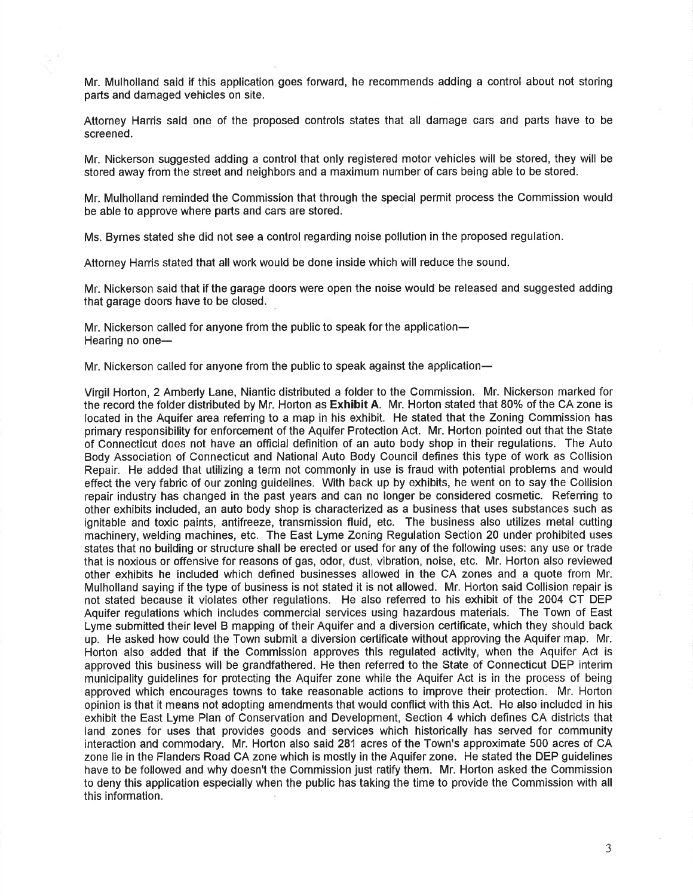Mr. Mulholland said if this application goes forward, he recommends adding a control about not storing parts and damaged vehicles on site.

Attorney Harris said one of the proposed controls states that all damage cars and parts have to be screened.

Mr. Nickerson suggested adding a control that only registered motor vehicles will be stored, they will be stored away from the street and neighbors and a maximum number of cars being able to be stored.

Mr. Mulholland reminded the Commission that through the special permit process the Commission would be able to approve where parts and cars are stored.

Ms. Byrnes stated she did not see a control regarding noise pollution in the proposed regulation.

Attorney Harris stated that all work would be done inside which will reduce the sound.

Mr. Nickerson said that if the garage doors were open the noise would be released and suggested adding that garage doors have to be closed.

Mr. Nickerson called for anyone from the public to speak for the application—
Hearing no one—

Mr. Nickerson called for anyone from the public to speak against the application—

Virgil Horton, 2 Amberly Lane, Niantic distributed a folder to the Commission. Mr. Nickerson marked for the record the folder distributed by Mr. Horton as **Exhibit A**. Mr. Horton stated that 80% of the CA zone is located in the Aquifer area referring to a map in his exhibit. He stated that the Zoning Commission has primary responsibility for enforcement of the Aquifer Protection Act. Mr. Horton pointed out that the State of Connecticut does not have an official definition of an auto body shop in their regulations. The Auto Body Association of Connecticut and National Auto Body Council defines this type of work as Collision Repair. He added that utilizing a term not commonly in use is fraud with potential problems and would effect the very fabric of our zoning guidelines. With back up by exhibits, he went on to say the Collision repair industry has changed in the past years and can no longer be considered cosmetic. Referring to other exhibits included, an auto body shop is characterized as a business that uses substances such as ignitable and toxic paints, antifreeze, transmission fluid, etc. The business also utilizes metal cutting machinery, welding machines, etc. The East Lyme Zoning Regulation Section 20 under prohibited uses states that no building or structure shall be erected or used for any of the following uses: any use or trade that is noxious or offensive for reasons of gas, odor, dust, vibration, noise, etc. Mr. Horton also reviewed other exhibits he included which defined businesses allowed in the CA zones and a quote from Mr. Mulholland saying if the type of business is not stated it is not allowed. Mr. Horton said Collision repair is not stated because it violates other regulations. He also referred to his exhibit of the 2004 CT DEP Aquifer regulations which includes commercial services using hazardous materials. The Town of East Lyme submitted their level B mapping of their Aquifer and a diversion certificate, which they should back up. He asked how could the Town submit a diversion certificate without approving the Aquifer map. Mr. Horton also added that if the Commission approves this regulated activity, when the Aquifer Act is approved this business will be grandfathered. He then referred to the State of Connecticut DEP interim municipality guidelines for protecting the Aquifer zone while the Aquifer Act is in the process of being approved which encourages towns to take reasonable actions to improve their protection. Mr. Horton opinion is that it means not adopting amendments that would conflict with this Act. He also included in his exhibit the East Lyme Plan of Conservation and Development, Section 4 which defines CA districts that land zones for uses that provides goods and services which historically has served for community interaction and commodary. Mr. Horton also said 281 acres of the Town's approximate 500 acres of CA zone lie in the Flanders Road CA zone which is mostly in the Aquifer zone. He stated the DEP guidelines have to be followed and why doesn't the Commission just ratify them. Mr. Horton asked the Commission to deny this application especially when the public has taking the time to provide the Commission with all this information.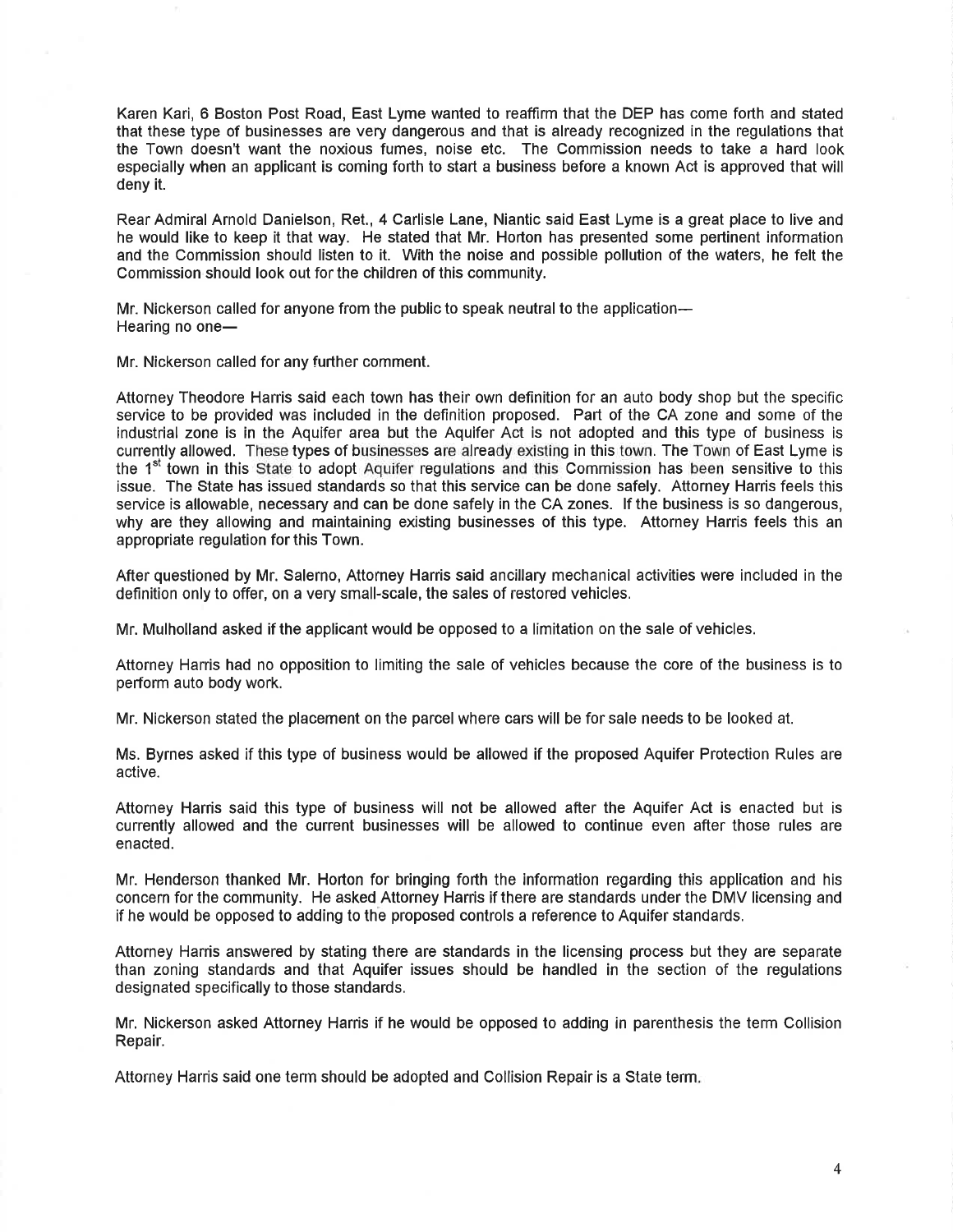Karen Kari, 6 Boston Post Road, East Lyme wanted to reaffirm that the DEP has come forth and stated that these type of businesses are very dangerous and that is already recognized in the regulations that the Town doesn't want the noxious fumes, noise etc. The Commission needs to take a hard look especially when an applicant is coming forth to start a business before a known Act is approved that will deny it.

Rear Admiral Arnold Danielson, Ret., 4 Carlisle Lane, Niantic said East Lyme is a great place to live and he would like to keep it that way. He stated that Mr. Horton has presented some pertinent information and the Commission should listen to it. With the noise and possible pollution of the waters, he felt the Commission should look out for the children of this community.

Mr. Nickerson called for anyone from the public to speak neutral to the application—
Hearing no one—

Mr. Nickerson called for any further comment.

Attorney Theodore Harris said each town has their own definition for an auto body shop but the specific service to be provided was included in the definition proposed. Part of the CA zone and some of the industrial zone is in the Aquifer area but the Aquifer Act is not adopted and this type of business is currently allowed. These types of businesses are already existing in this town. The Town of East Lyme is the 1st town in this State to adopt Aquifer regulations and this Commission has been sensitive to this issue. The State has issued standards so that this service can be done safely. Attorney Harris feels this service is allowable, necessary and can be done safely in the CA zones. If the business is so dangerous, why are they allowing and maintaining existing businesses of this type. Attorney Harris feels this an appropriate regulation for this Town.

After questioned by Mr. Salerno, Attorney Harris said ancillary mechanical activities were included in the definition only to offer, on a very small-scale, the sales of restored vehicles.

Mr. Mulholland asked if the applicant would be opposed to a limitation on the sale of vehicles.

Attorney Harris had no opposition to limiting the sale of vehicles because the core of the business is to perform auto body work.

Mr. Nickerson stated the placement on the parcel where cars will be for sale needs to be looked at.

Ms. Byrnes asked if this type of business would be allowed if the proposed Aquifer Protection Rules are active.

Attorney Harris said this type of business will not be allowed after the Aquifer Act is enacted but is currently allowed and the current businesses will be allowed to continue even after those rules are enacted.

Mr. Henderson thanked Mr. Horton for bringing forth the information regarding this application and his concern for the community. He asked Attorney Harris if there are standards under the DMV licensing and if he would be opposed to adding to the proposed controls a reference to Aquifer standards.

Attorney Harris answered by stating there are standards in the licensing process but they are separate than zoning standards and that Aquifer issues should be handled in the section of the regulations designated specifically to those standards.

Mr. Nickerson asked Attorney Harris if he would be opposed to adding in parenthesis the term Collision Repair.

Attorney Harris said one term should be adopted and Collision Repair is a State term.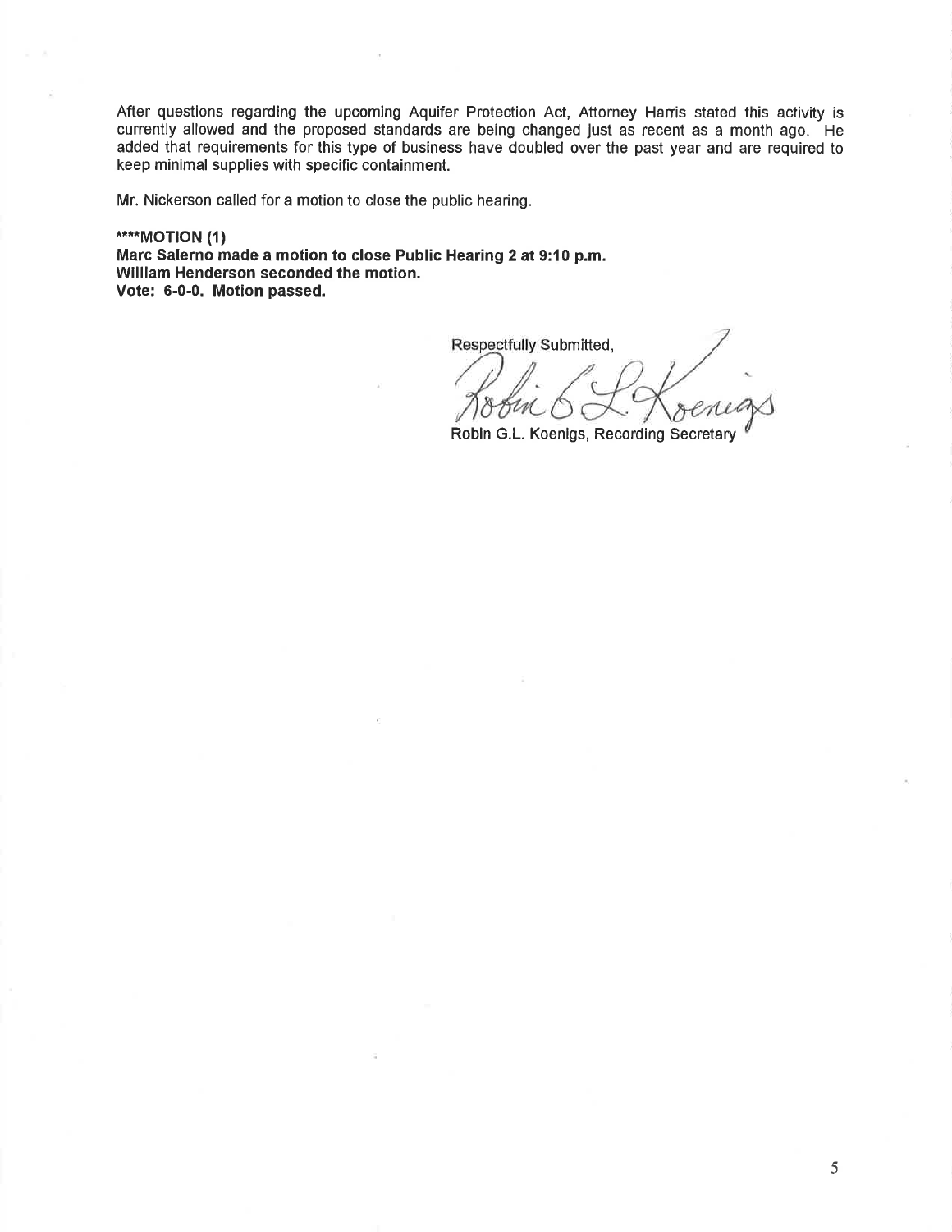After questions regarding the upcoming Aquifer Protection Act, Attorney Harris stated this activity is currently allowed and the proposed standards are being changed just as recent as a month ago. He added that requirements for this type of business have doubled over the past year and are required to keep minimal supplies with specific containment.

Mr. Nickerson called for a motion to close the public hearing.

**\*\*\*\*MOTION (1)**
**Marc Salerno made a motion to close Public Hearing 2 at 9:10 p.m.**
**William Henderson seconded the motion.**
**Vote: 6-0-0. Motion passed.**

Respectfully Submitted,

Robin G.L. Koenigs

Robin G.L. Koenigs, Recording Secretary